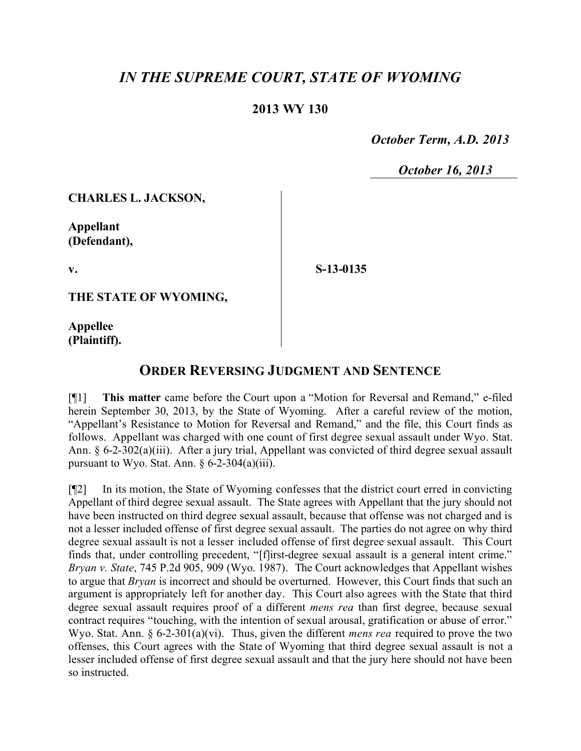# *IN THE SUPREME COURT, STATE OF WYOMING*

## 2013 WY 130

*October Term, A.D. 2013*

*October 16, 2013*

**CHARLES L. JACKSON,**

**Appellant (Defendant),**

**v.**

**S-13-0135**

**THE STATE OF WYOMING,**

**Appellee (Plaintiff).**

## ORDER REVERSING JUDGMENT AND SENTENCE

[¶1] **This matter** came before the Court upon a "Motion for Reversal and Remand," e-filed herein September 30, 2013, by the State of Wyoming. After a careful review of the motion, "Appellant's Resistance to Motion for Reversal and Remand," and the file, this Court finds as follows. Appellant was charged with one count of first degree sexual assault under Wyo. Stat. Ann. § 6-2-302(a)(iii). After a jury trial, Appellant was convicted of third degree sexual assault pursuant to Wyo. Stat. Ann. § 6-2-304(a)(iii).

[¶2] In its motion, the State of Wyoming confesses that the district court erred in convicting Appellant of third degree sexual assault. The State agrees with Appellant that the jury should not have been instructed on third degree sexual assault, because that offense was not charged and is not a lesser included offense of first degree sexual assault. The parties do not agree on why third degree sexual assault is not a lesser included offense of first degree sexual assault. This Court finds that, under controlling precedent, "[f]irst-degree sexual assault is a general intent crime." *Bryan v. State*, 745 P.2d 905, 909 (Wyo. 1987). The Court acknowledges that Appellant wishes to argue that *Bryan* is incorrect and should be overturned. However, this Court finds that such an argument is appropriately left for another day. This Court also agrees with the State that third degree sexual assault requires proof of a different *mens rea* than first degree, because sexual contract requires "touching, with the intention of sexual arousal, gratification or abuse of error." Wyo. Stat. Ann. § 6-2-301(a)(vi). Thus, given the different *mens rea* required to prove the two offenses, this Court agrees with the State of Wyoming that third degree sexual assault is not a lesser included offense of first degree sexual assault and that the jury here should not have been so instructed.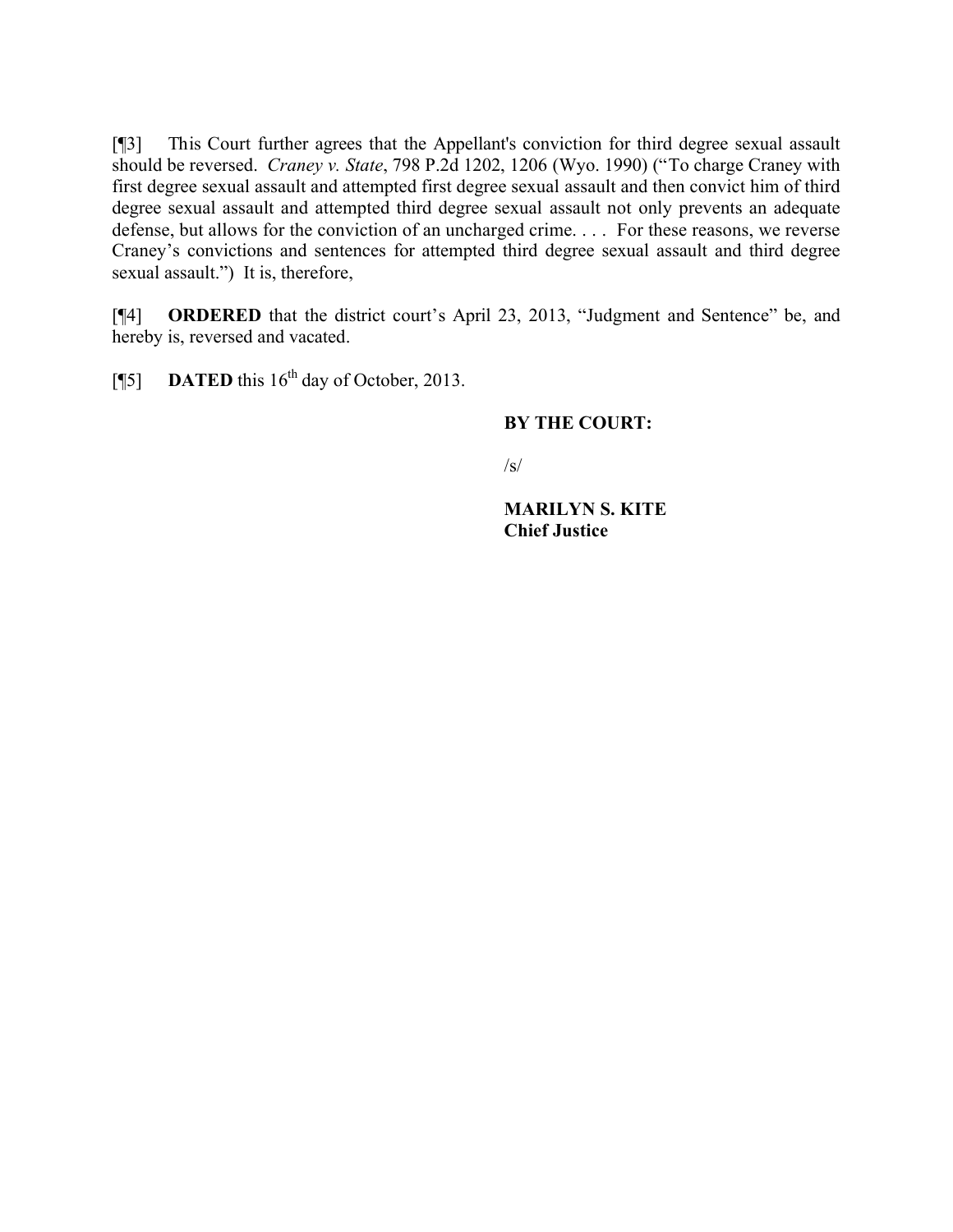[¶3] This Court further agrees that the Appellant's conviction for third degree sexual assault should be reversed. *Craney v. State*, 798 P.2d 1202, 1206 (Wyo. 1990) ("To charge Craney with first degree sexual assault and attempted first degree sexual assault and then convict him of third degree sexual assault and attempted third degree sexual assault not only prevents an adequate defense, but allows for the conviction of an uncharged crime. . . . For these reasons, we reverse Craney's convictions and sentences for attempted third degree sexual assault and third degree sexual assault.") It is, therefore,

[¶4] **ORDERED** that the district court's April 23, 2013, "Judgment and Sentence" be, and hereby is, reversed and vacated.

[¶5] **DATED** this 16th day of October, 2013.

**BY THE COURT:**

/s/

**MARILYN S. KITE**
**Chief Justice**